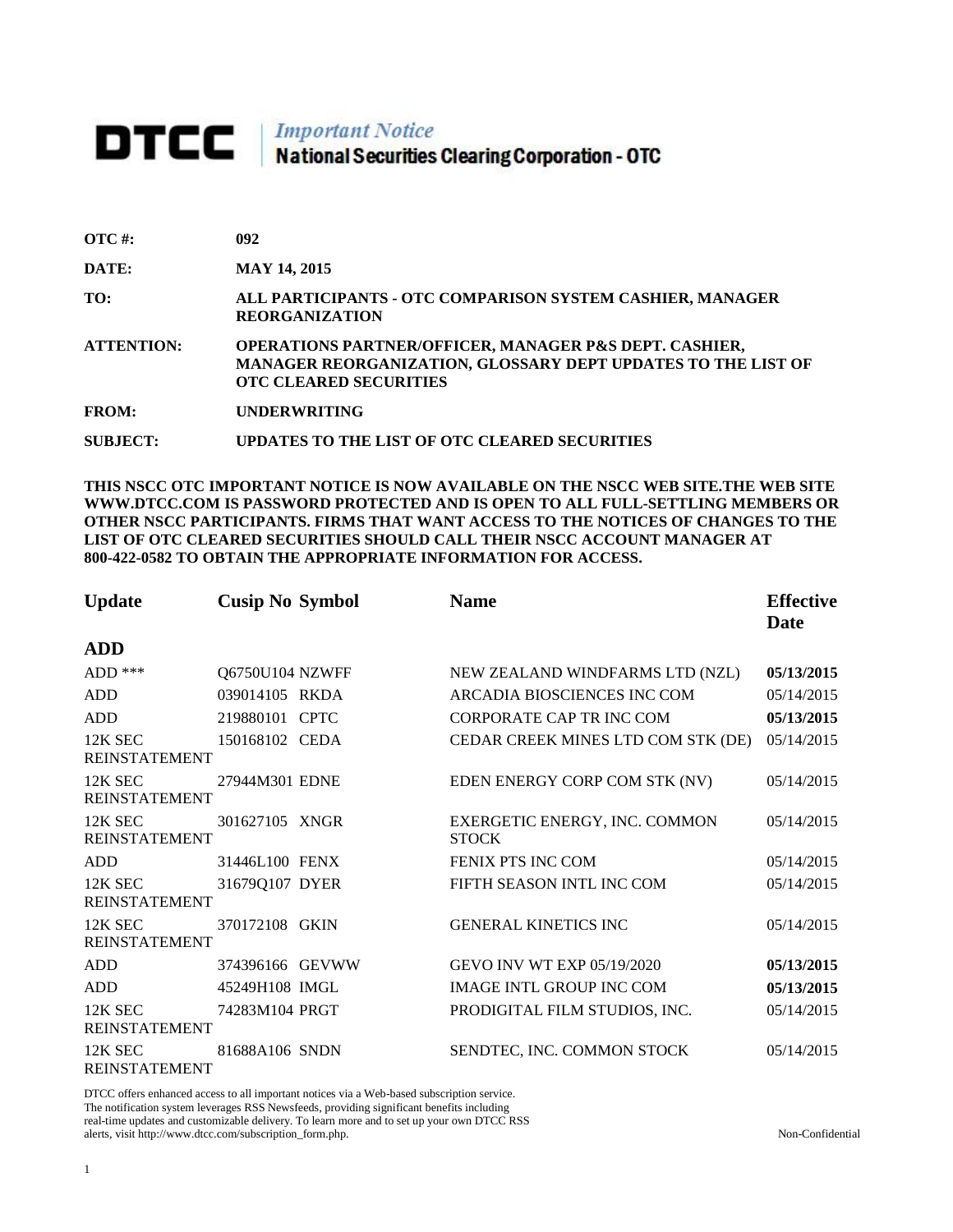# DTCC | *Important Notice* National Securities Clearing Corporation - OTC

**OTC #:** 092

**DATE:** MAY 14, 2015

**TO:** ALL PARTICIPANTS - OTC COMPARISON SYSTEM CASHIER, MANAGER REORGANIZATION

**ATTENTION:** OPERATIONS PARTNER/OFFICER, MANAGER P&S DEPT. CASHIER, MANAGER REORGANIZATION, GLOSSARY DEPT UPDATES TO THE LIST OF OTC CLEARED SECURITIES

**FROM:** UNDERWRITING

**SUBJECT:** UPDATES TO THE LIST OF OTC CLEARED SECURITIES

**THIS NSCC OTC IMPORTANT NOTICE IS NOW AVAILABLE ON THE NSCC WEB SITE.THE WEB SITE WWW.DTCC.COM IS PASSWORD PROTECTED AND IS OPEN TO ALL FULL-SETTLING MEMBERS OR OTHER NSCC PARTICIPANTS. FIRMS THAT WANT ACCESS TO THE NOTICES OF CHANGES TO THE LIST OF OTC CLEARED SECURITIES SHOULD CALL THEIR NSCC ACCOUNT MANAGER AT 800-422-0582 TO OBTAIN THE APPROPRIATE INFORMATION FOR ACCESS.**

| Update | Cusip No | Symbol | Name | Effective Date |
|---|---|---|---|---|
| **ADD** | | | | |
| ADD *** | Q6750U104 | NZWFF | NEW ZEALAND WINDFARMS LTD (NZL) | **05/13/2015** |
| ADD | 039014105 | RKDA | ARCADIA BIOSCIENCES INC COM | 05/14/2015 |
| ADD | 219880101 | CPTC | CORPORATE CAP TR INC COM | **05/13/2015** |
| 12K SEC REINSTATEMENT | 150168102 | CEDA | CEDAR CREEK MINES LTD COM STK (DE) | 05/14/2015 |
| 12K SEC REINSTATEMENT | 27944M301 | EDNE | EDEN ENERGY CORP COM STK (NV) | 05/14/2015 |
| 12K SEC REINSTATEMENT | 301627105 | XNGR | EXERGETIC ENERGY, INC. COMMON STOCK | 05/14/2015 |
| ADD | 31446L100 | FENX | FENIX PTS INC COM | 05/14/2015 |
| 12K SEC REINSTATEMENT | 31679Q107 | DYER | FIFTH SEASON INTL INC COM | 05/14/2015 |
| 12K SEC REINSTATEMENT | 370172108 | GKIN | GENERAL KINETICS INC | 05/14/2015 |
| ADD | 374396166 | GEVWW | GEVO INV WT EXP 05/19/2020 | **05/13/2015** |
| ADD | 45249H108 | IMGL | IMAGE INTL GROUP INC COM | **05/13/2015** |
| 12K SEC REINSTATEMENT | 74283M104 | PRGT | PRODIGITAL FILM STUDIOS, INC. | 05/14/2015 |
| 12K SEC REINSTATEMENT | 81688A106 | SNDN | SENDTEC, INC. COMMON STOCK | 05/14/2015 |

DTCC offers enhanced access to all important notices via a Web-based subscription service. The notification system leverages RSS Newsfeeds, providing significant benefits including real-time updates and customizable delivery. To learn more and to set up your own DTCC RSS alerts, visit http://www.dtcc.com/subscription_form.php.

Non-Confidential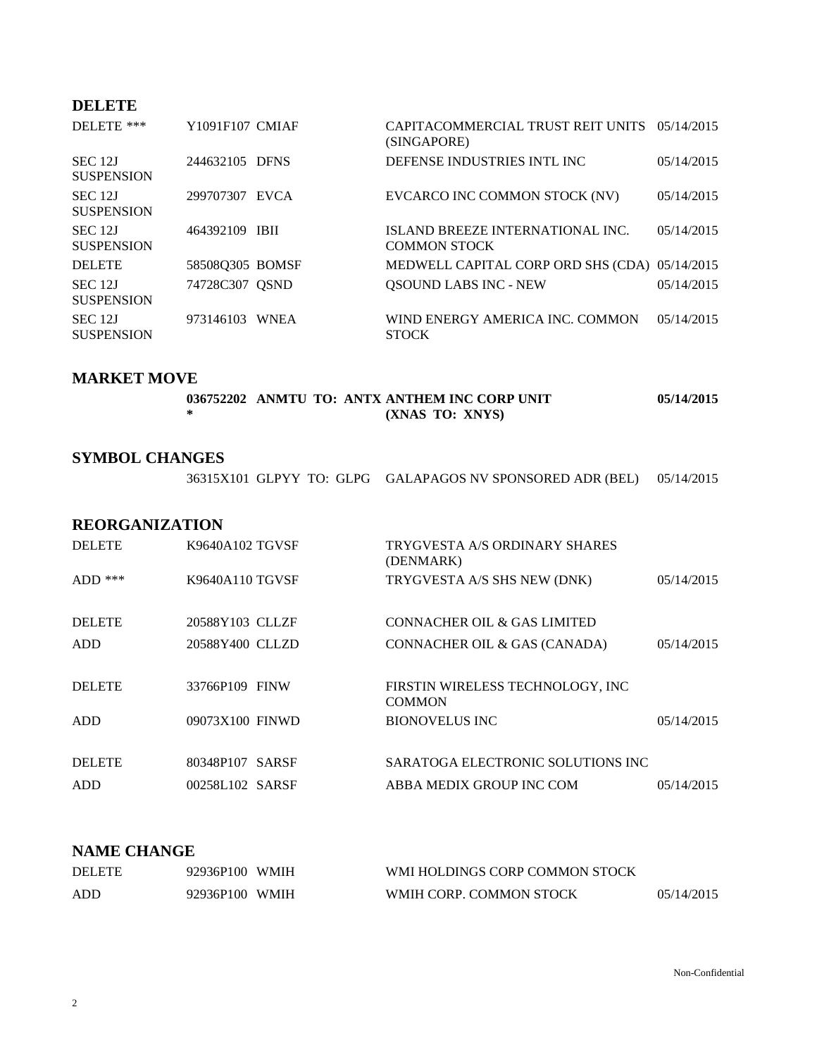## DELETE

| | | | | |
|---|---|---|---|---|
| DELETE *** | Y1091F107 | CMIAF | CAPITACOMMERCIAL TRUST REIT UNITS (SINGAPORE) | 05/14/2015 |
| SEC 12J SUSPENSION | 244632105 | DFNS | DEFENSE INDUSTRIES INTL INC | 05/14/2015 |
| SEC 12J SUSPENSION | 299707307 | EVCA | EVCARCO INC COMMON STOCK (NV) | 05/14/2015 |
| SEC 12J SUSPENSION | 464392109 | IBII | ISLAND BREEZE INTERNATIONAL INC. COMMON STOCK | 05/14/2015 |
| DELETE | 58508Q305 | BOMSF | MEDWELL CAPITAL CORP ORD SHS (CDA) | 05/14/2015 |
| SEC 12J SUSPENSION | 74728C307 | QSND | QSOUND LABS INC - NEW | 05/14/2015 |
| SEC 12J SUSPENSION | 973146103 | WNEA | WIND ENERGY AMERICA INC. COMMON STOCK | 05/14/2015 |

## MARKET MOVE

| | | | |
|---|---|---|---|
| **036752202 *** | **ANMTU TO: ANTX** | **ANTHEM INC CORP UNIT (XNAS TO: XNYS)** | **05/14/2015** |

## SYMBOL CHANGES

| | | | |
|---|---|---|---|
| 36315X101 | GLPYY TO: GLPG | GALAPAGOS NV SPONSORED ADR (BEL) | 05/14/2015 |

## REORGANIZATION

| | | | | |
|---|---|---|---|---|
| DELETE | K9640A102 | TGVSF | TRYGVESTA A/S ORDINARY SHARES (DENMARK) | |
| ADD *** | K9640A110 | TGVSF | TRYGVESTA A/S SHS NEW (DNK) | 05/14/2015 |
| DELETE | 20588Y103 | CLLZF | CONNACHER OIL & GAS LIMITED | |
| ADD | 20588Y400 | CLLZD | CONNACHER OIL & GAS (CANADA) | 05/14/2015 |
| DELETE | 33766P109 | FINW | FIRSTIN WIRELESS TECHNOLOGY, INC COMMON | |
| ADD | 09073X100 | FINWD | BIONOVELUS INC | 05/14/2015 |
| DELETE | 80348P107 | SARSF | SARATOGA ELECTRONIC SOLUTIONS INC | |
| ADD | 00258L102 | SARSF | ABBA MEDIX GROUP INC COM | 05/14/2015 |

## NAME CHANGE

| | | | | |
|---|---|---|---|---|
| DELETE | 92936P100 | WMIH | WMI HOLDINGS CORP COMMON STOCK | |
| ADD | 92936P100 | WMIH | WMIH CORP. COMMON STOCK | 05/14/2015 |

Non-Confidential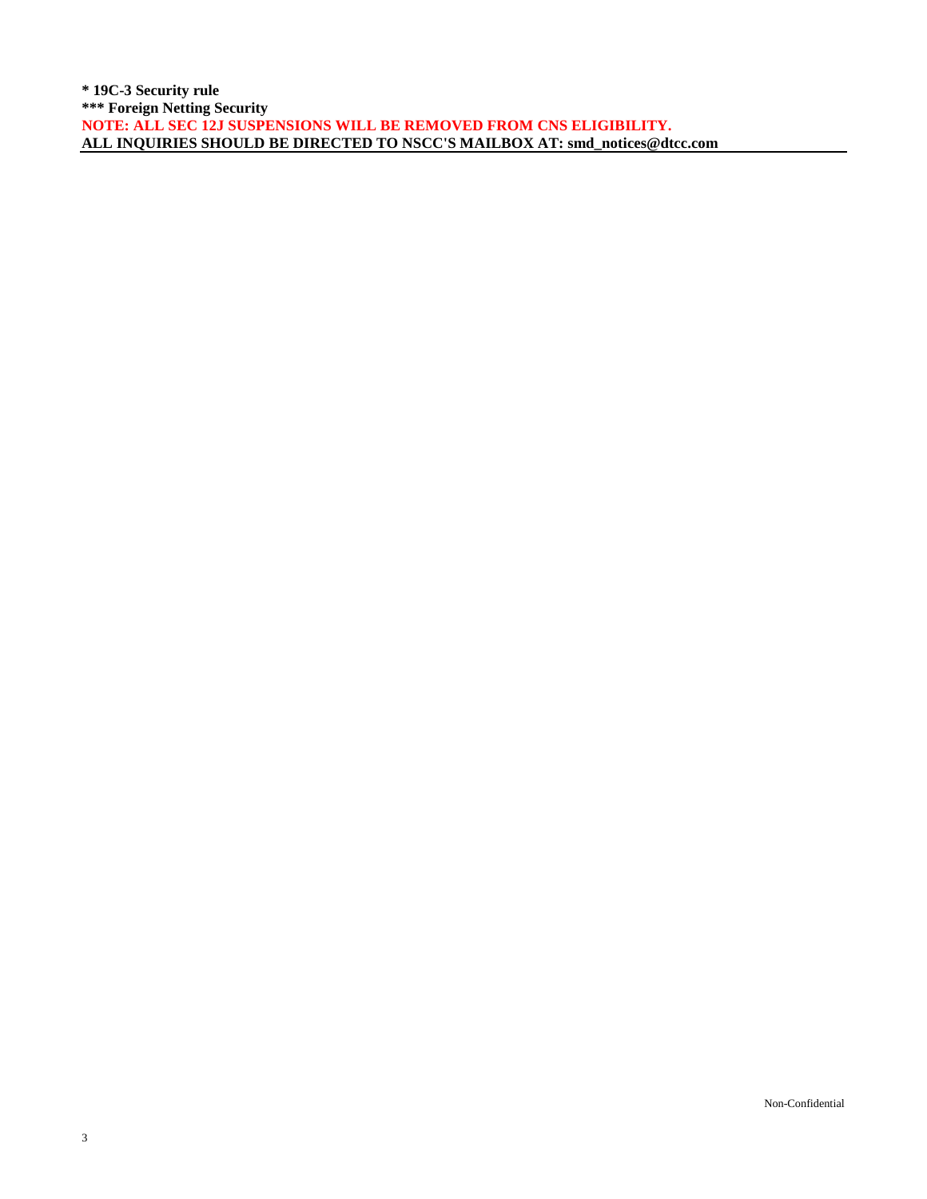**\* 19C-3 Security rule**
**\*\*\* Foreign Netting Security**
**NOTE: ALL SEC 12J SUSPENSIONS WILL BE REMOVED FROM CNS ELIGIBILITY.**
**ALL INQUIRIES SHOULD BE DIRECTED TO NSCC'S MAILBOX AT: smd_notices@dtcc.com**

Non-Confidential